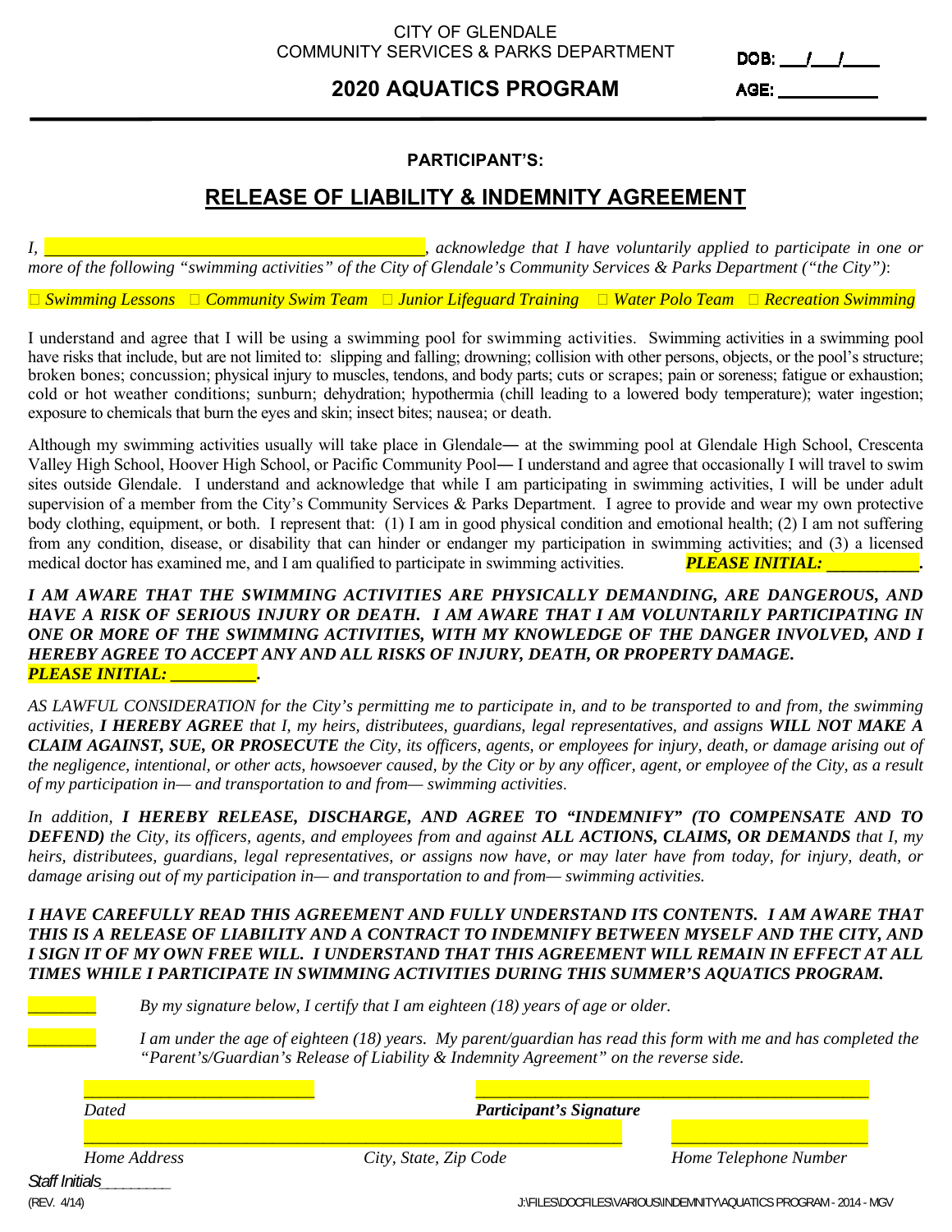CITY OF GLENDALE
COMMUNITY SERVICES & PARKS DEPARTMENT

DOB: ___/___/____

## 2020 AQUATICS PROGRAM

AGE: __________

**PARTICIPANT'S:**

# RELEASE OF LIABILITY & INDEMNITY AGREEMENT

*I, ________________________________________, acknowledge that I have voluntarily applied to participate in one or more of the following "swimming activities" of the City of Glendale's Community Services & Parks Department ("the City"):*

*☐ Swimming Lessons ☐ Community Swim Team ☐ Junior Lifeguard Training ☐ Water Polo Team ☐ Recreation Swimming*

I understand and agree that I will be using a swimming pool for swimming activities. Swimming activities in a swimming pool have risks that include, but are not limited to: slipping and falling; drowning; collision with other persons, objects, or the pool's structure; broken bones; concussion; physical injury to muscles, tendons, and body parts; cuts or scrapes; pain or soreness; fatigue or exhaustion; cold or hot weather conditions; sunburn; dehydration; hypothermia (chill leading to a lowered body temperature); water ingestion; exposure to chemicals that burn the eyes and skin; insect bites; nausea; or death.

Although my swimming activities usually will take place in Glendale— at the swimming pool at Glendale High School, Crescenta Valley High School, Hoover High School, or Pacific Community Pool— I understand and agree that occasionally I will travel to swim sites outside Glendale. I understand and acknowledge that while I am participating in swimming activities, I will be under adult supervision of a member from the City's Community Services & Parks Department. I agree to provide and wear my own protective body clothing, equipment, or both. I represent that: (1) I am in good physical condition and emotional health; (2) I am not suffering from any condition, disease, or disability that can hinder or endanger my participation in swimming activities; and (3) a licensed medical doctor has examined me, and I am qualified to participate in swimming activities. ***PLEASE INITIAL: __________.***

***I AM AWARE THAT THE SWIMMING ACTIVITIES ARE PHYSICALLY DEMANDING, ARE DANGEROUS, AND HAVE A RISK OF SERIOUS INJURY OR DEATH. I AM AWARE THAT I AM VOLUNTARILY PARTICIPATING IN ONE OR MORE OF THE SWIMMING ACTIVITIES, WITH MY KNOWLEDGE OF THE DANGER INVOLVED, AND I HEREBY AGREE TO ACCEPT ANY AND ALL RISKS OF INJURY, DEATH, OR PROPERTY DAMAGE. PLEASE INITIAL: __________.***

*AS LAWFUL CONSIDERATION for the City's permitting me to participate in, and to be transported to and from, the swimming activities,* ***I HEREBY AGREE*** *that I, my heirs, distributees, guardians, legal representatives, and assigns* ***WILL NOT MAKE A CLAIM AGAINST, SUE, OR PROSECUTE*** *the City, its officers, agents, or employees for injury, death, or damage arising out of the negligence, intentional, or other acts, howsoever caused, by the City or by any officer, agent, or employee of the City, as a result of my participation in— and transportation to and from— swimming activities.*

*In addition,* ***I HEREBY RELEASE, DISCHARGE, AND AGREE TO "INDEMNIFY" (TO COMPENSATE AND TO DEFEND)*** *the City, its officers, agents, and employees from and against* ***ALL ACTIONS, CLAIMS, OR DEMANDS*** *that I, my heirs, distributees, guardians, legal representatives, or assigns now have, or may later have from today, for injury, death, or damage arising out of my participation in— and transportation to and from— swimming activities.*

***I HAVE CAREFULLY READ THIS AGREEMENT AND FULLY UNDERSTAND ITS CONTENTS. I AM AWARE THAT THIS IS A RELEASE OF LIABILITY AND A CONTRACT TO INDEMNIFY BETWEEN MYSELF AND THE CITY, AND I SIGN IT OF MY OWN FREE WILL. I UNDERSTAND THAT THIS AGREEMENT WILL REMAIN IN EFFECT AT ALL TIMES WHILE I PARTICIPATE IN SWIMMING ACTIVITIES DURING THIS SUMMER'S AQUATICS PROGRAM.***

________ *By my signature below, I certify that I am eighteen (18) years of age or older.*

________ *I am under the age of eighteen (18) years. My parent/guardian has read this form with me and has completed the "Parent's/Guardian's Release of Liability & Indemnity Agreement" on the reverse side.*

__________________________ __________________________________________
*Dated* ***Participant's Signature***

____________________________________________________________ ____________________
*Home Address* *City, State, Zip Code* *Home Telephone Number*

*Staff Initials*________

(REV. 4/14) J:\FILES\DOCFILES\VARIOUS\INDEMNITY\AQUATICS PROGRAM - 2014 - MGV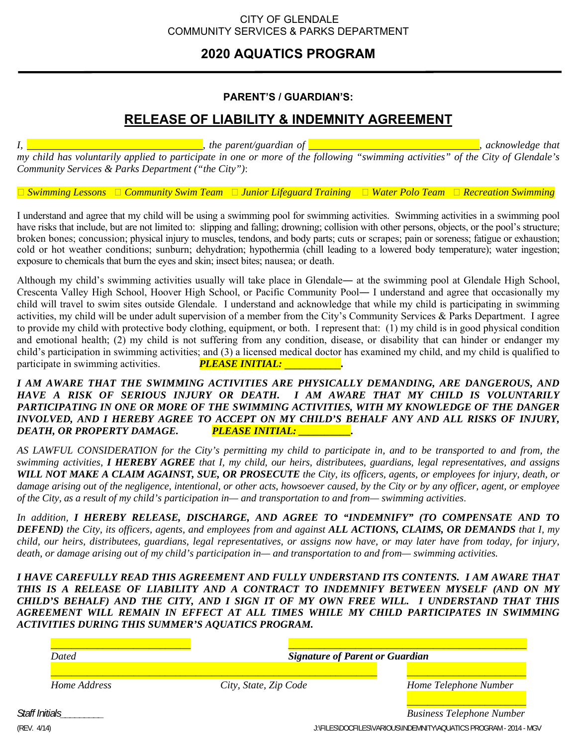CITY OF GLENDALE
COMMUNITY SERVICES & PARKS DEPARTMENT

# 2020 AQUATICS PROGRAM

**PARENT'S / GUARDIAN'S:**

## RELEASE OF LIABILITY & INDEMNITY AGREEMENT

*I, \_\_\_\_\_\_\_\_\_\_\_\_\_\_\_\_\_\_\_\_\_\_\_\_\_\_\_\_\_\_\_\_\_\_, the parent/guardian of \_\_\_\_\_\_\_\_\_\_\_\_\_\_\_\_\_\_\_\_\_\_\_\_\_\_\_\_\_\_\_\_\_\_, acknowledge that my child has voluntarily applied to participate in one or more of the following "swimming activities" of the City of Glendale's Community Services & Parks Department ("the City"):*

*□ Swimming Lessons □ Community Swim Team □ Junior Lifeguard Training □ Water Polo Team □ Recreation Swimming*

I understand and agree that my child will be using a swimming pool for swimming activities. Swimming activities in a swimming pool have risks that include, but are not limited to: slipping and falling; drowning; collision with other persons, objects, or the pool's structure; broken bones; concussion; physical injury to muscles, tendons, and body parts; cuts or scrapes; pain or soreness; fatigue or exhaustion; cold or hot weather conditions; sunburn; dehydration; hypothermia (chill leading to a lowered body temperature); water ingestion; exposure to chemicals that burn the eyes and skin; insect bites; nausea; or death.

Although my child's swimming activities usually will take place in Glendale— at the swimming pool at Glendale High School, Crescenta Valley High School, Hoover High School, or Pacific Community Pool— I understand and agree that occasionally my child will travel to swim sites outside Glendale. I understand and acknowledge that while my child is participating in swimming activities, my child will be under adult supervision of a member from the City's Community Services & Parks Department. I agree to provide my child with protective body clothing, equipment, or both. I represent that: (1) my child is in good physical condition and emotional health; (2) my child is not suffering from any condition, disease, or disability that can hinder or endanger my child's participation in swimming activities; and (3) a licensed medical doctor has examined my child, and my child is qualified to participate in swimming activities. ***PLEASE INITIAL: \_\_\_\_\_\_\_\_\_\_.***

***I AM AWARE THAT THE SWIMMING ACTIVITIES ARE PHYSICALLY DEMANDING, ARE DANGEROUS, AND HAVE A RISK OF SERIOUS INJURY OR DEATH. I AM AWARE THAT MY CHILD IS VOLUNTARILY PARTICIPATING IN ONE OR MORE OF THE SWIMMING ACTIVITIES, WITH MY KNOWLEDGE OF THE DANGER INVOLVED, AND I HEREBY AGREE TO ACCEPT ON MY CHILD'S BEHALF ANY AND ALL RISKS OF INJURY, DEATH, OR PROPERTY DAMAGE. PLEASE INITIAL: \_\_\_\_\_\_\_\_\_\_.***

*AS LAWFUL CONSIDERATION for the City's permitting my child to participate in, and to be transported to and from, the swimming activities,* ***I HEREBY AGREE*** *that I, my child, our heirs, distributees, guardians, legal representatives, and assigns* ***WILL NOT MAKE A CLAIM AGAINST, SUE, OR PROSECUTE*** *the City, its officers, agents, or employees for injury, death, or damage arising out of the negligence, intentional, or other acts, howsoever caused, by the City or by any officer, agent, or employee of the City, as a result of my child's participation in— and transportation to and from— swimming activities.*

*In addition,* ***I HEREBY RELEASE, DISCHARGE, AND AGREE TO "INDEMNIFY" (TO COMPENSATE AND TO DEFEND)*** *the City, its officers, agents, and employees from and against* ***ALL ACTIONS, CLAIMS, OR DEMANDS*** *that I, my child, our heirs, distributees, guardians, legal representatives, or assigns now have, or may later have from today, for injury, death, or damage arising out of my child's participation in— and transportation to and from— swimming activities.*

***I HAVE CAREFULLY READ THIS AGREEMENT AND FULLY UNDERSTAND ITS CONTENTS. I AM AWARE THAT THIS IS A RELEASE OF LIABILITY AND A CONTRACT TO INDEMNIFY BETWEEN MYSELF (AND ON MY CHILD'S BEHALF) AND THE CITY, AND I SIGN IT OF MY OWN FREE WILL. I UNDERSTAND THAT THIS AGREEMENT WILL REMAIN IN EFFECT AT ALL TIMES WHILE MY CHILD PARTICIPATES IN SWIMMING ACTIVITIES DURING THIS SUMMER'S AQUATICS PROGRAM.***

\_\_\_\_\_\_\_\_\_\_\_\_\_\_\_\_\_\_\_\_\_\_\_\_\_\_ \_\_\_\_\_\_\_\_\_\_\_\_\_\_\_\_\_\_\_\_\_\_\_\_\_\_\_\_\_\_\_\_\_\_\_\_\_\_\_\_\_\_\_\_
*Dated* ***Signature of Parent or Guardian***

\_\_\_\_\_\_\_\_\_\_\_\_\_\_\_\_\_\_\_\_\_\_\_\_\_\_\_\_\_\_\_\_\_\_\_\_\_\_\_\_\_\_\_\_\_\_\_\_\_\_\_\_\_\_\_\_\_\_\_\_ \_\_\_\_\_\_\_\_\_\_\_\_\_\_\_\_\_\_\_\_\_\_
*Home Address* *City, State, Zip Code* *Home Telephone Number*

\_\_\_\_\_\_\_\_\_\_\_\_\_\_\_\_\_\_\_\_\_\_
*Staff Initials\_\_\_\_\_\_\_\_* *Business Telephone Number*

(REV. 4/14) J:\FILES\DOCFILES\VARIOUS\INDEMNITY\AQUATICS PROGRAM - 2014 - MGV